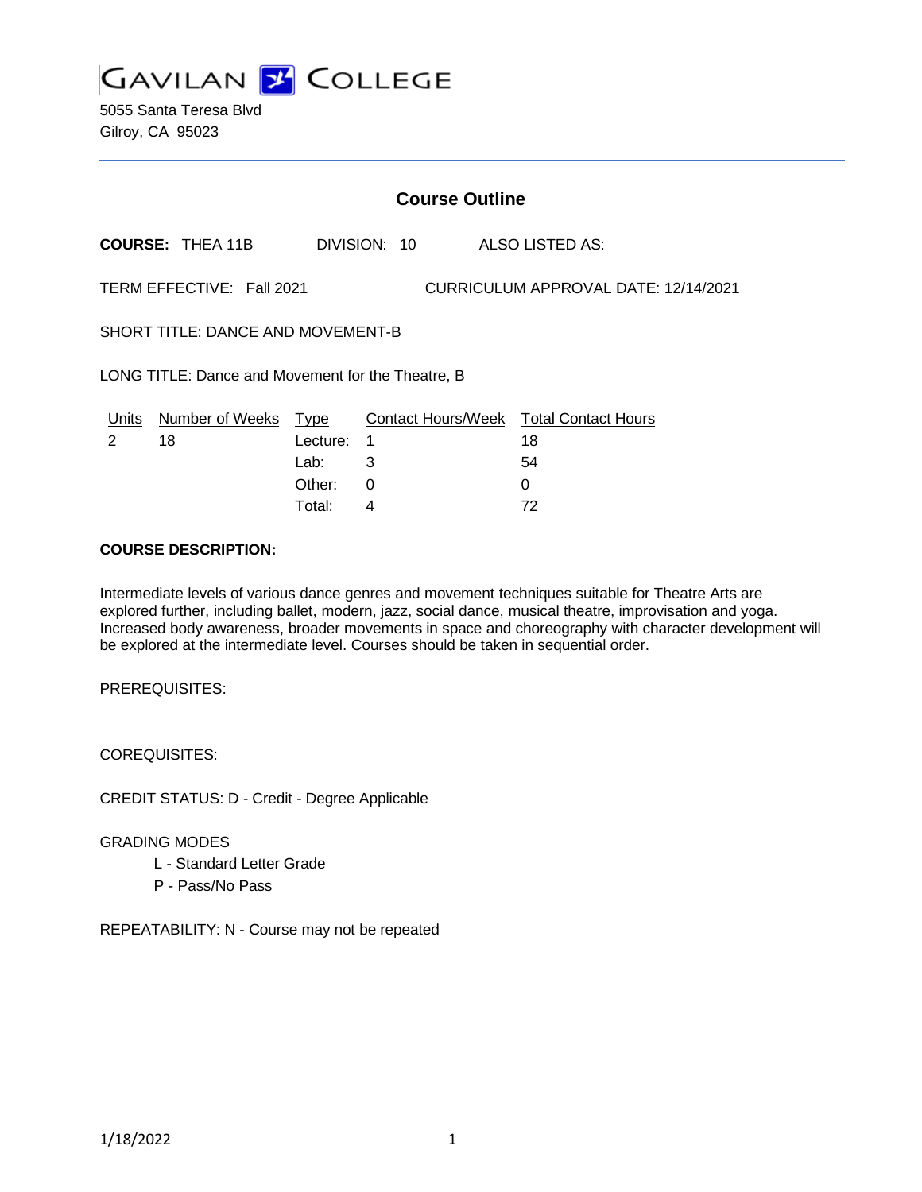# GAVILAN COLLEGE

5055 Santa Teresa Blvd
Gilroy, CA 95023

## Course Outline

**COURSE:** THEA 11B  DIVISION: 10  ALSO LISTED AS:

TERM EFFECTIVE: Fall 2021  CURRICULUM APPROVAL DATE: 12/14/2021

SHORT TITLE: DANCE AND MOVEMENT-B

LONG TITLE: Dance and Movement for the Theatre, B

| Units | Number of Weeks | Type | Contact Hours/Week | Total Contact Hours |
|---|---|---|---|---|
| 2 | 18 | Lecture: | 1 | 18 |
| | | Lab: | 3 | 54 |
| | | Other: | 0 | 0 |
| | | Total: | 4 | 72 |

**COURSE DESCRIPTION:**

Intermediate levels of various dance genres and movement techniques suitable for Theatre Arts are explored further, including ballet, modern, jazz, social dance, musical theatre, improvisation and yoga. Increased body awareness, broader movements in space and choreography with character development will be explored at the intermediate level. Courses should be taken in sequential order.

PREREQUISITES:

COREQUISITES:

CREDIT STATUS: D - Credit - Degree Applicable

GRADING MODES

- L - Standard Letter Grade
- P - Pass/No Pass

REPEATABILITY: N - Course may not be repeated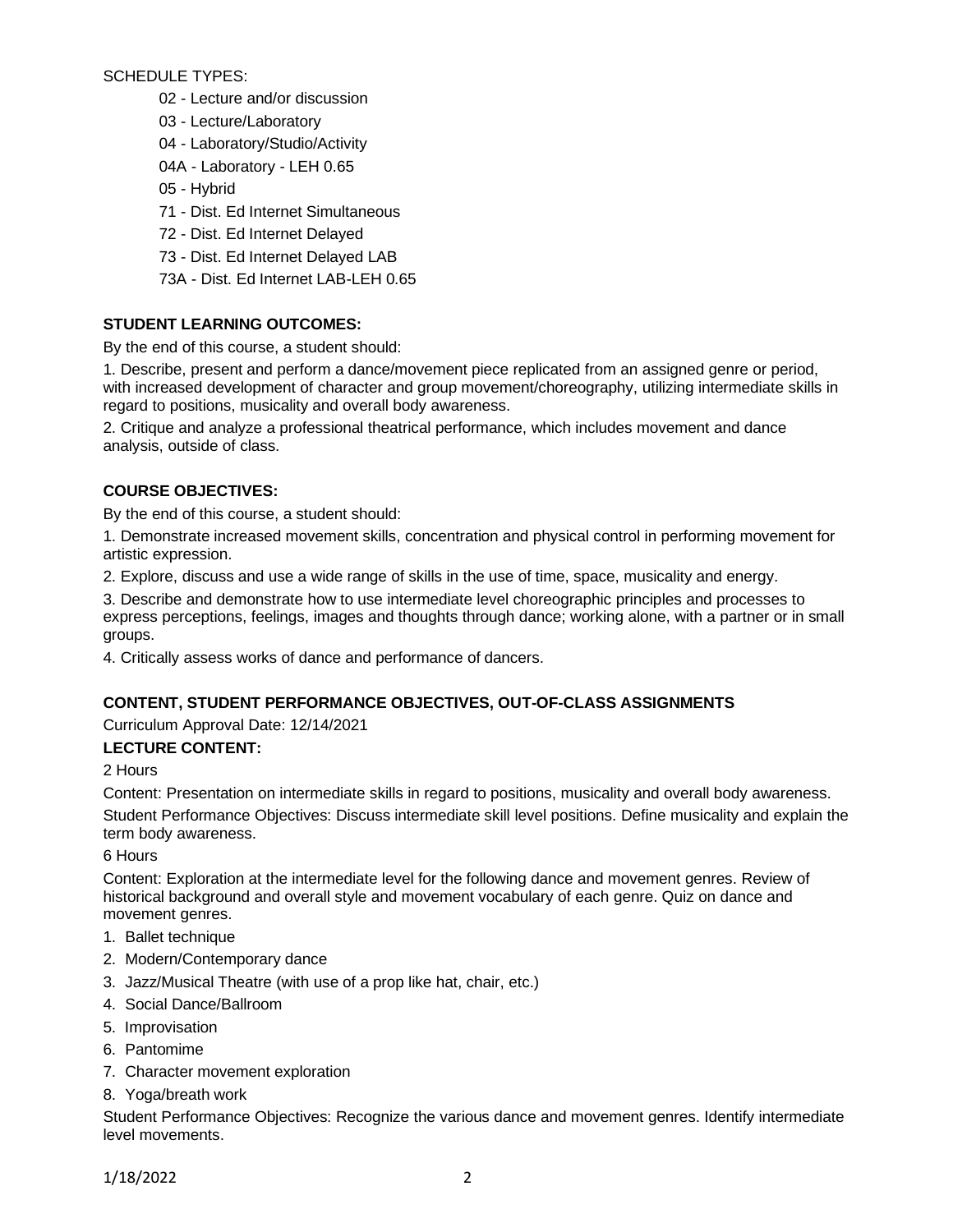SCHEDULE TYPES:

- 02 - Lecture and/or discussion
- 03 - Lecture/Laboratory
- 04 - Laboratory/Studio/Activity
- 04A - Laboratory - LEH 0.65
- 05 - Hybrid
- 71 - Dist. Ed Internet Simultaneous
- 72 - Dist. Ed Internet Delayed
- 73 - Dist. Ed Internet Delayed LAB
- 73A - Dist. Ed Internet LAB-LEH 0.65

**STUDENT LEARNING OUTCOMES:**

By the end of this course, a student should:

1. Describe, present and perform a dance/movement piece replicated from an assigned genre or period, with increased development of character and group movement/choreography, utilizing intermediate skills in regard to positions, musicality and overall body awareness.

2. Critique and analyze a professional theatrical performance, which includes movement and dance analysis, outside of class.

**COURSE OBJECTIVES:**

By the end of this course, a student should:

1. Demonstrate increased movement skills, concentration and physical control in performing movement for artistic expression.

2. Explore, discuss and use a wide range of skills in the use of time, space, musicality and energy.

3. Describe and demonstrate how to use intermediate level choreographic principles and processes to express perceptions, feelings, images and thoughts through dance; working alone, with a partner or in small groups.

4. Critically assess works of dance and performance of dancers.

**CONTENT, STUDENT PERFORMANCE OBJECTIVES, OUT-OF-CLASS ASSIGNMENTS**

Curriculum Approval Date: 12/14/2021

**LECTURE CONTENT:**

2 Hours

Content: Presentation on intermediate skills in regard to positions, musicality and overall body awareness.

Student Performance Objectives: Discuss intermediate skill level positions. Define musicality and explain the term body awareness.

6 Hours

Content: Exploration at the intermediate level for the following dance and movement genres. Review of historical background and overall style and movement vocabulary of each genre. Quiz on dance and movement genres.

1. Ballet technique
2. Modern/Contemporary dance
3. Jazz/Musical Theatre (with use of a prop like hat, chair, etc.)
4. Social Dance/Ballroom
5. Improvisation
6. Pantomime
7. Character movement exploration
8. Yoga/breath work

Student Performance Objectives: Recognize the various dance and movement genres. Identify intermediate level movements.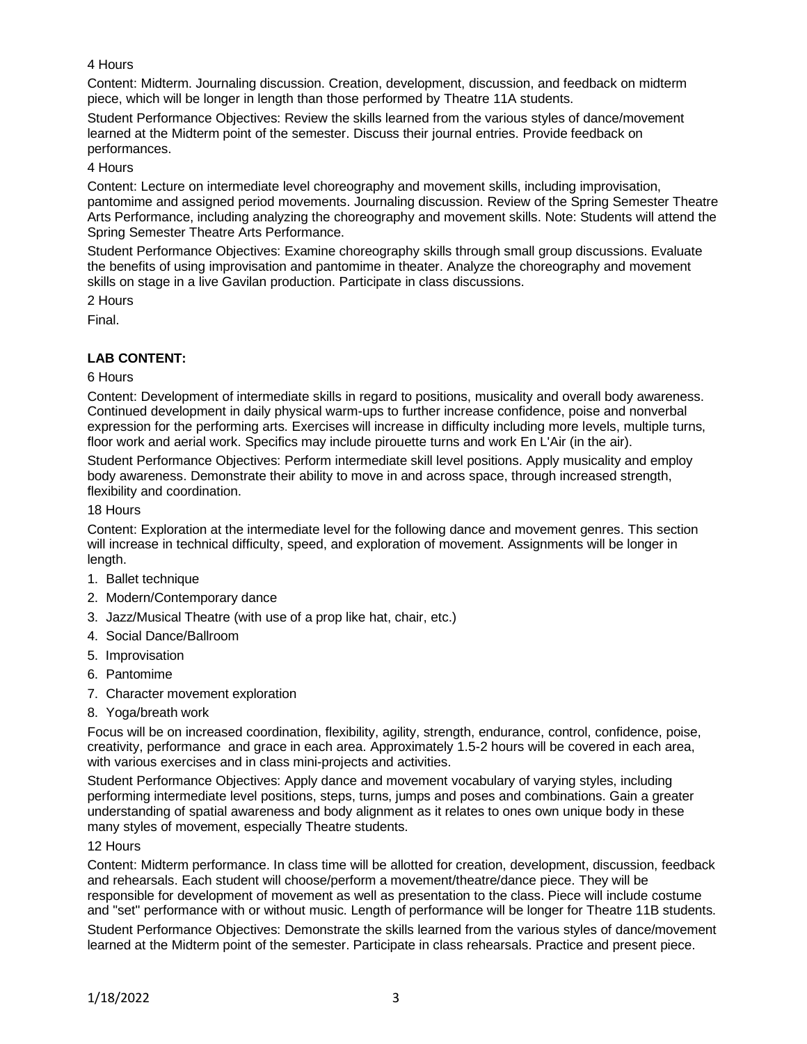4 Hours

Content: Midterm. Journaling discussion. Creation, development, discussion, and feedback on midterm piece, which will be longer in length than those performed by Theatre 11A students.

Student Performance Objectives: Review the skills learned from the various styles of dance/movement learned at the Midterm point of the semester. Discuss their journal entries. Provide feedback on performances.

4 Hours

Content: Lecture on intermediate level choreography and movement skills, including improvisation, pantomime and assigned period movements. Journaling discussion. Review of the Spring Semester Theatre Arts Performance, including analyzing the choreography and movement skills. Note: Students will attend the Spring Semester Theatre Arts Performance.

Student Performance Objectives: Examine choreography skills through small group discussions. Evaluate the benefits of using improvisation and pantomime in theater. Analyze the choreography and movement skills on stage in a live Gavilan production. Participate in class discussions.

2 Hours

Final.

**LAB CONTENT:**

6 Hours

Content: Development of intermediate skills in regard to positions, musicality and overall body awareness. Continued development in daily physical warm-ups to further increase confidence, poise and nonverbal expression for the performing arts. Exercises will increase in difficulty including more levels, multiple turns, floor work and aerial work. Specifics may include pirouette turns and work En L'Air (in the air).

Student Performance Objectives: Perform intermediate skill level positions. Apply musicality and employ body awareness. Demonstrate their ability to move in and across space, through increased strength, flexibility and coordination.

18 Hours

Content: Exploration at the intermediate level for the following dance and movement genres. This section will increase in technical difficulty, speed, and exploration of movement. Assignments will be longer in length.

1. Ballet technique
2. Modern/Contemporary dance
3. Jazz/Musical Theatre (with use of a prop like hat, chair, etc.)
4. Social Dance/Ballroom
5. Improvisation
6. Pantomime
7. Character movement exploration
8. Yoga/breath work

Focus will be on increased coordination, flexibility, agility, strength, endurance, control, confidence, poise, creativity, performance and grace in each area. Approximately 1.5-2 hours will be covered in each area, with various exercises and in class mini-projects and activities.

Student Performance Objectives: Apply dance and movement vocabulary of varying styles, including performing intermediate level positions, steps, turns, jumps and poses and combinations. Gain a greater understanding of spatial awareness and body alignment as it relates to ones own unique body in these many styles of movement, especially Theatre students.

12 Hours

Content: Midterm performance. In class time will be allotted for creation, development, discussion, feedback and rehearsals. Each student will choose/perform a movement/theatre/dance piece. They will be responsible for development of movement as well as presentation to the class. Piece will include costume and "set" performance with or without music. Length of performance will be longer for Theatre 11B students.

Student Performance Objectives: Demonstrate the skills learned from the various styles of dance/movement learned at the Midterm point of the semester. Participate in class rehearsals. Practice and present piece.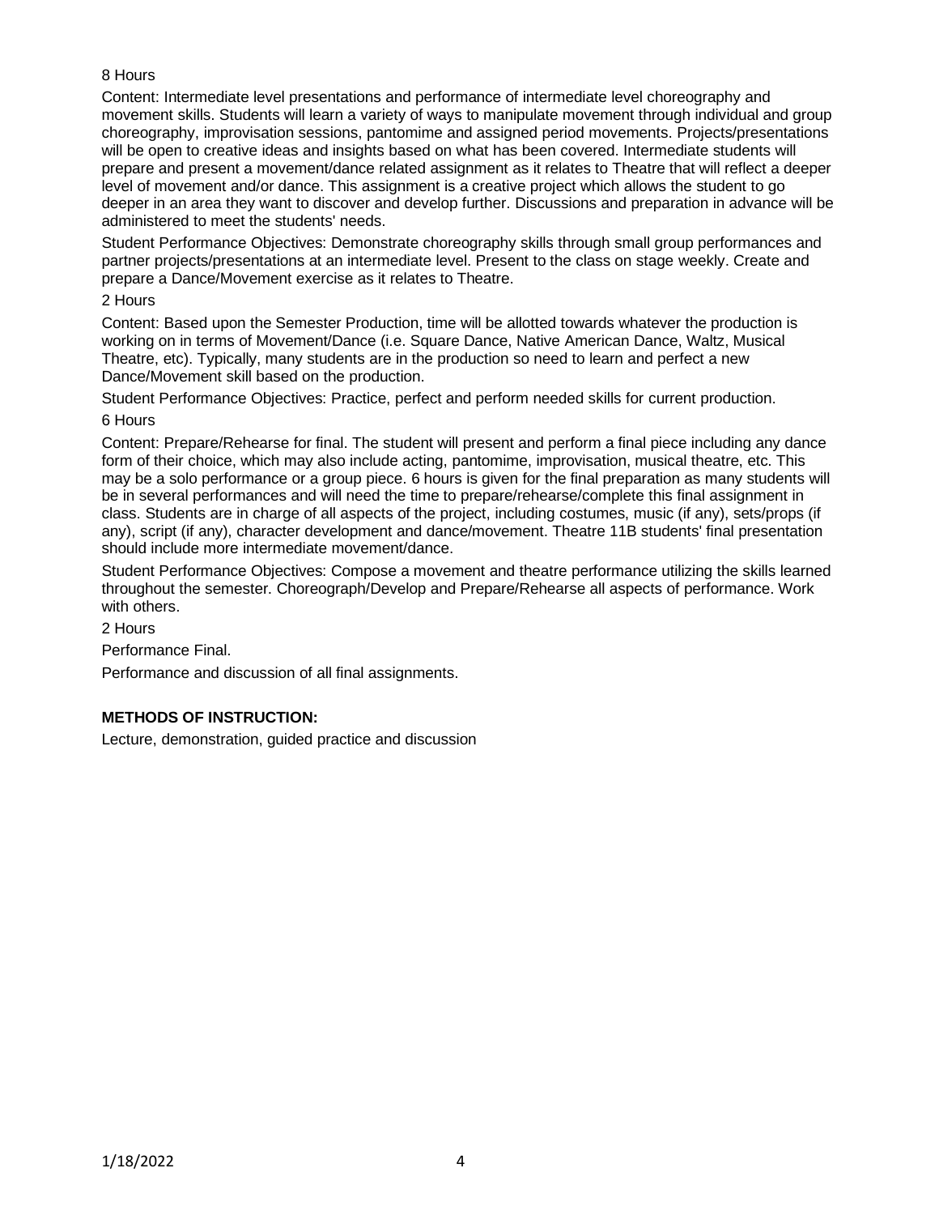8 Hours

Content: Intermediate level presentations and performance of intermediate level choreography and movement skills. Students will learn a variety of ways to manipulate movement through individual and group choreography, improvisation sessions, pantomime and assigned period movements. Projects/presentations will be open to creative ideas and insights based on what has been covered. Intermediate students will prepare and present a movement/dance related assignment as it relates to Theatre that will reflect a deeper level of movement and/or dance. This assignment is a creative project which allows the student to go deeper in an area they want to discover and develop further. Discussions and preparation in advance will be administered to meet the students' needs.

Student Performance Objectives: Demonstrate choreography skills through small group performances and partner projects/presentations at an intermediate level. Present to the class on stage weekly. Create and prepare a Dance/Movement exercise as it relates to Theatre.

2 Hours

Content: Based upon the Semester Production, time will be allotted towards whatever the production is working on in terms of Movement/Dance (i.e. Square Dance, Native American Dance, Waltz, Musical Theatre, etc). Typically, many students are in the production so need to learn and perfect a new Dance/Movement skill based on the production.

Student Performance Objectives: Practice, perfect and perform needed skills for current production.

6 Hours

Content: Prepare/Rehearse for final. The student will present and perform a final piece including any dance form of their choice, which may also include acting, pantomime, improvisation, musical theatre, etc. This may be a solo performance or a group piece. 6 hours is given for the final preparation as many students will be in several performances and will need the time to prepare/rehearse/complete this final assignment in class. Students are in charge of all aspects of the project, including costumes, music (if any), sets/props (if any), script (if any), character development and dance/movement. Theatre 11B students' final presentation should include more intermediate movement/dance.

Student Performance Objectives: Compose a movement and theatre performance utilizing the skills learned throughout the semester. Choreograph/Develop and Prepare/Rehearse all aspects of performance. Work with others.

2 Hours

Performance Final.

Performance and discussion of all final assignments.

**METHODS OF INSTRUCTION:**

Lecture, demonstration, guided practice and discussion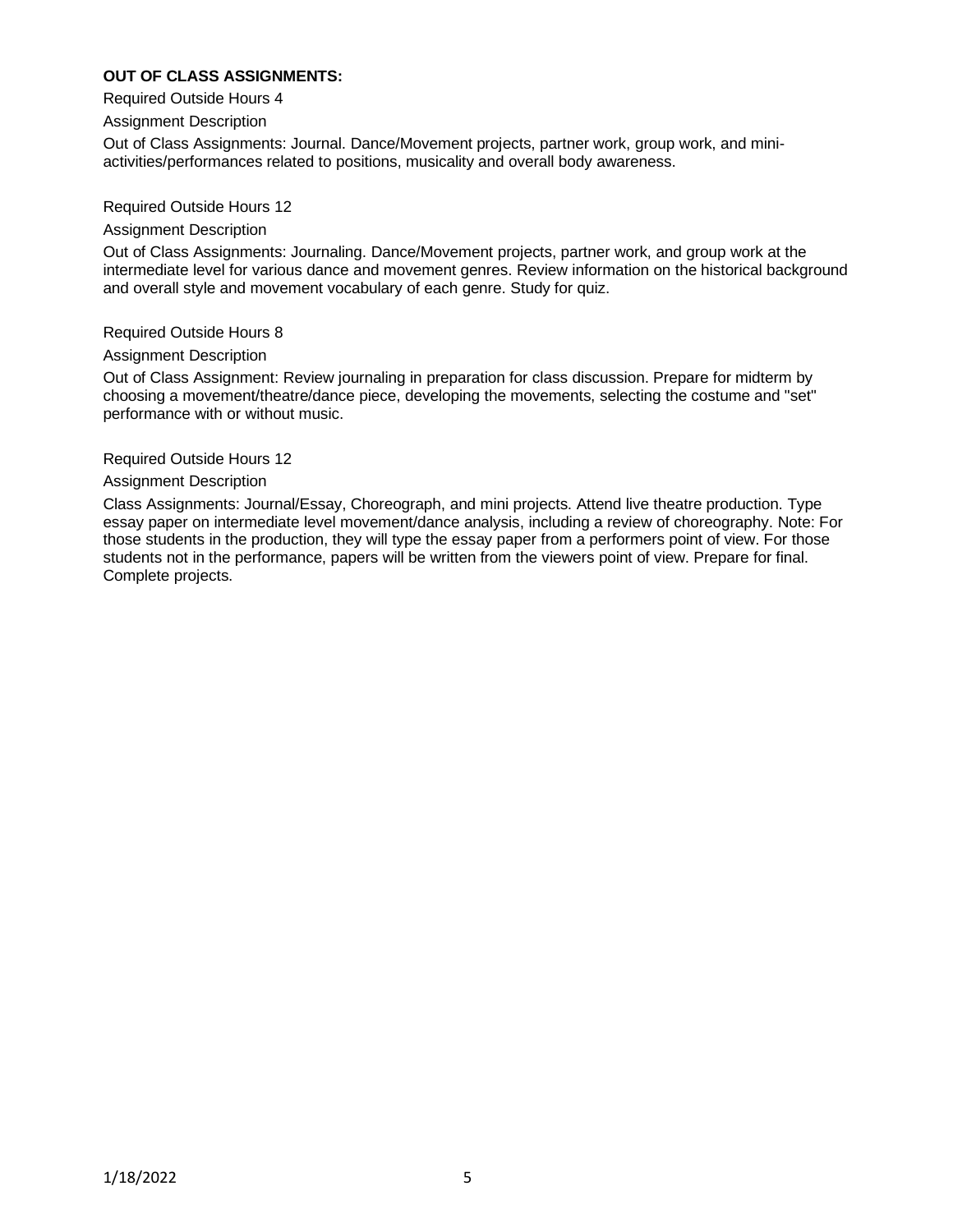**OUT OF CLASS ASSIGNMENTS:**

Required Outside Hours 4

Assignment Description

Out of Class Assignments: Journal. Dance/Movement projects, partner work, group work, and mini-activities/performances related to positions, musicality and overall body awareness.

Required Outside Hours 12

Assignment Description

Out of Class Assignments: Journaling. Dance/Movement projects, partner work, and group work at the intermediate level for various dance and movement genres. Review information on the historical background and overall style and movement vocabulary of each genre. Study for quiz.

Required Outside Hours 8

Assignment Description

Out of Class Assignment: Review journaling in preparation for class discussion. Prepare for midterm by choosing a movement/theatre/dance piece, developing the movements, selecting the costume and "set" performance with or without music.

Required Outside Hours 12

Assignment Description

Class Assignments: Journal/Essay, Choreograph, and mini projects. Attend live theatre production. Type essay paper on intermediate level movement/dance analysis, including a review of choreography. Note: For those students in the production, they will type the essay paper from a performers point of view. For those students not in the performance, papers will be written from the viewers point of view. Prepare for final. Complete projects.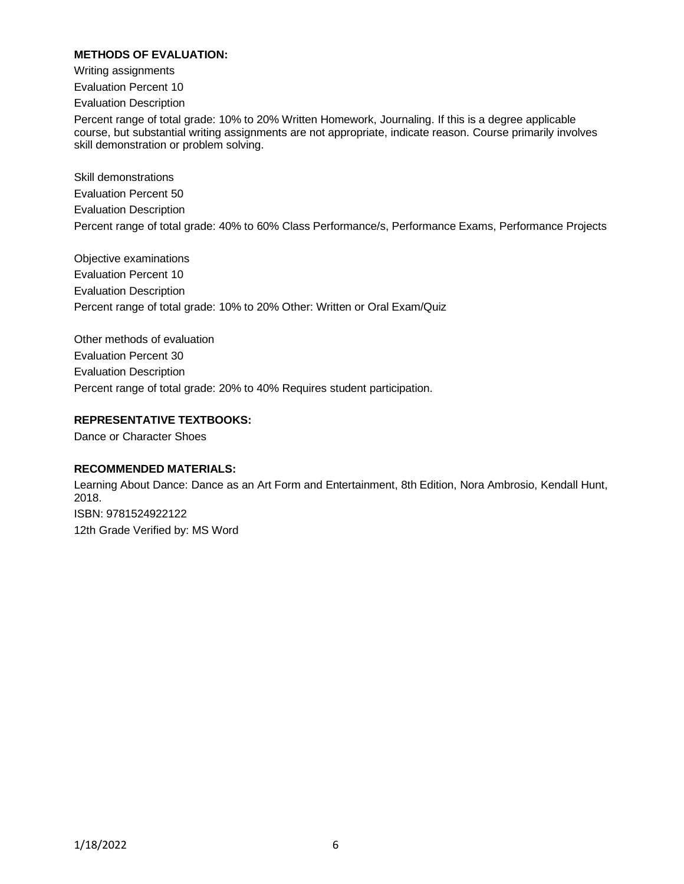**METHODS OF EVALUATION:**

Writing assignments

Evaluation Percent 10

Evaluation Description

Percent range of total grade: 10% to 20% Written Homework, Journaling. If this is a degree applicable course, but substantial writing assignments are not appropriate, indicate reason. Course primarily involves skill demonstration or problem solving.

Skill demonstrations

Evaluation Percent 50

Evaluation Description

Percent range of total grade: 40% to 60% Class Performance/s, Performance Exams, Performance Projects

Objective examinations

Evaluation Percent 10

Evaluation Description

Percent range of total grade: 10% to 20% Other: Written or Oral Exam/Quiz

Other methods of evaluation

Evaluation Percent 30

Evaluation Description

Percent range of total grade: 20% to 40% Requires student participation.

**REPRESENTATIVE TEXTBOOKS:**

Dance or Character Shoes

**RECOMMENDED MATERIALS:**

Learning About Dance: Dance as an Art Form and Entertainment, 8th Edition, Nora Ambrosio, Kendall Hunt, 2018.

ISBN: 9781524922122

12th Grade Verified by: MS Word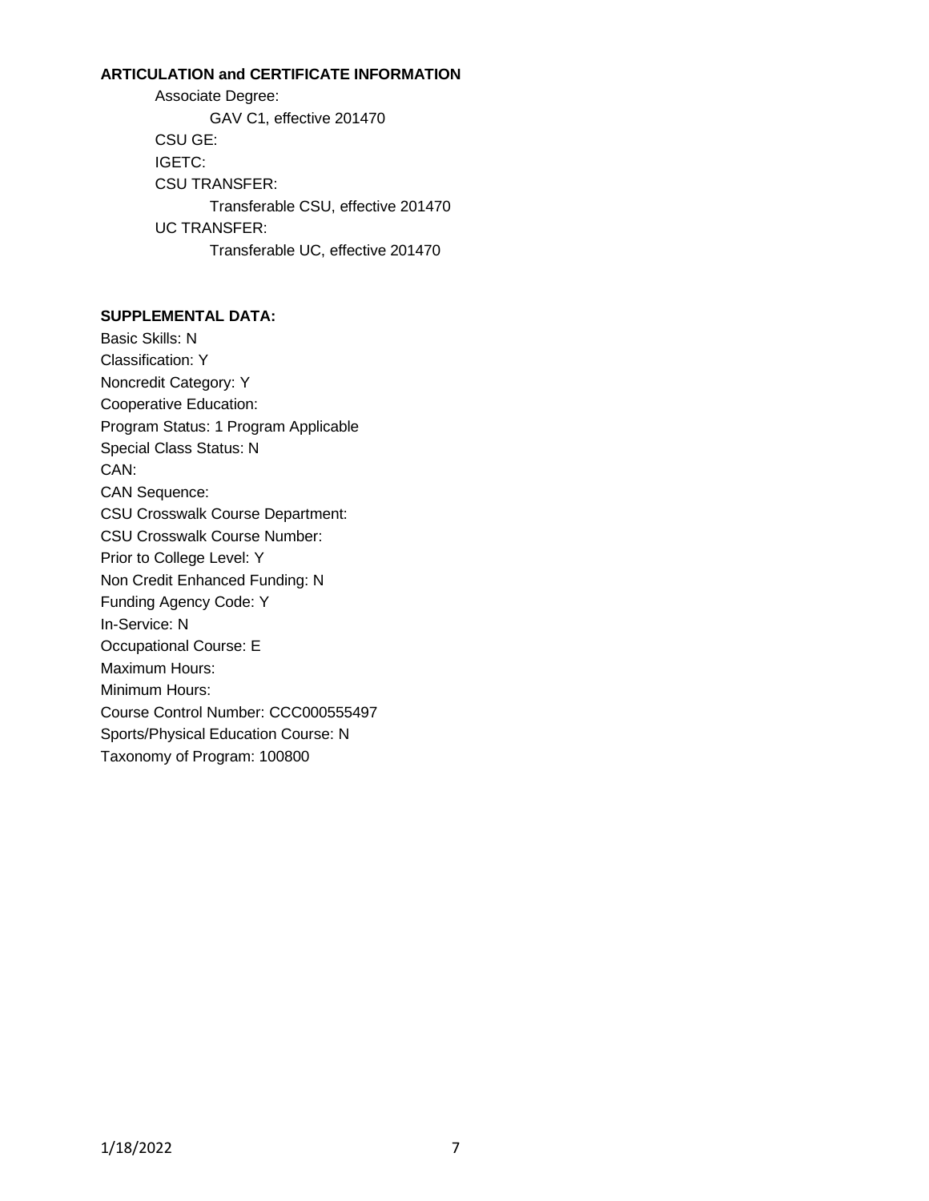**ARTICULATION and CERTIFICATE INFORMATION**

Associate Degree:

GAV C1, effective 201470

CSU GE:

IGETC:

CSU TRANSFER:

Transferable CSU, effective 201470

UC TRANSFER:

Transferable UC, effective 201470

**SUPPLEMENTAL DATA:**

Basic Skills: N
Classification: Y
Noncredit Category: Y
Cooperative Education:
Program Status: 1 Program Applicable
Special Class Status: N
CAN:
CAN Sequence:
CSU Crosswalk Course Department:
CSU Crosswalk Course Number:
Prior to College Level: Y
Non Credit Enhanced Funding: N
Funding Agency Code: Y
In-Service: N
Occupational Course: E
Maximum Hours:
Minimum Hours:
Course Control Number: CCC000555497
Sports/Physical Education Course: N
Taxonomy of Program: 100800